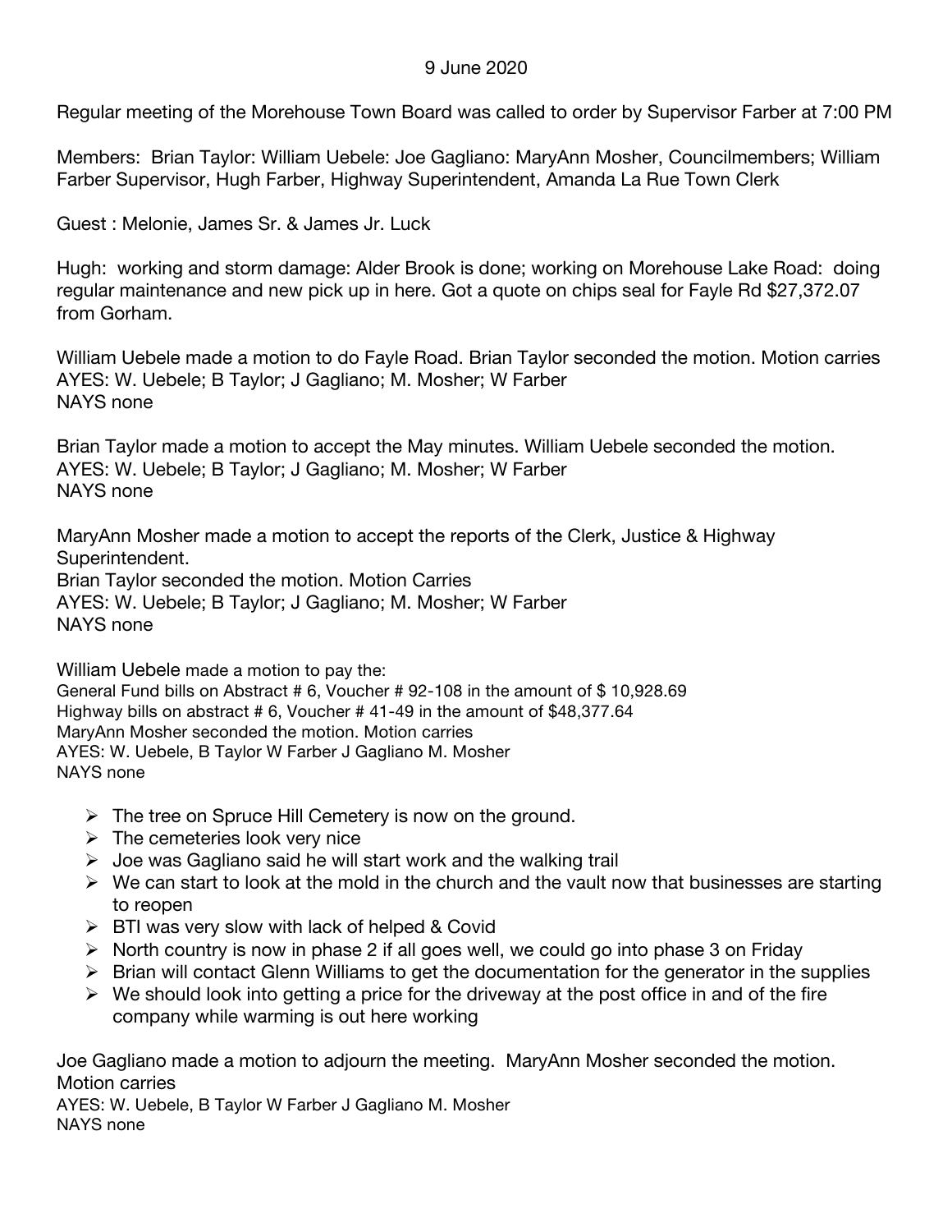9 June 2020

Regular meeting of the Morehouse Town Board was called to order by Supervisor Farber at 7:00 PM

Members: Brian Taylor: William Uebele: Joe Gagliano: MaryAnn Mosher, Councilmembers; William Farber Supervisor, Hugh Farber, Highway Superintendent, Amanda La Rue Town Clerk

Guest : Melonie, James Sr. & James Jr. Luck

Hugh: working and storm damage: Alder Brook is done; working on Morehouse Lake Road: doing regular maintenance and new pick up in here. Got a quote on chips seal for Fayle Rd $27,372.07 from Gorham.

William Uebele made a motion to do Fayle Road. Brian Taylor seconded the motion. Motion carries
AYES: W. Uebele; B Taylor; J Gagliano; M. Mosher; W Farber
NAYS none

Brian Taylor made a motion to accept the May minutes. William Uebele seconded the motion.
AYES: W. Uebele; B Taylor; J Gagliano; M. Mosher; W Farber
NAYS none

MaryAnn Mosher made a motion to accept the reports of the Clerk, Justice & Highway Superintendent.
Brian Taylor seconded the motion. Motion Carries
AYES: W. Uebele; B Taylor; J Gagliano; M. Mosher; W Farber
NAYS none

William Uebele made a motion to pay the:
General Fund bills on Abstract # 6, Voucher # 92-108 in the amount of $ 10,928.69
Highway bills on abstract # 6, Voucher # 41-49 in the amount of $48,377.64
MaryAnn Mosher seconded the motion. Motion carries
AYES: W. Uebele, B Taylor W Farber J Gagliano M. Mosher
NAYS none

- The tree on Spruce Hill Cemetery is now on the ground.
- The cemeteries look very nice
- Joe was Gagliano said he will start work and the walking trail
- We can start to look at the mold in the church and the vault now that businesses are starting to reopen
- BTI was very slow with lack of helped & Covid
- North country is now in phase 2 if all goes well, we could go into phase 3 on Friday
- Brian will contact Glenn Williams to get the documentation for the generator in the supplies
- We should look into getting a price for the driveway at the post office in and of the fire company while warming is out here working

Joe Gagliano made a motion to adjourn the meeting. MaryAnn Mosher seconded the motion. Motion carries
AYES: W. Uebele, B Taylor W Farber J Gagliano M. Mosher
NAYS none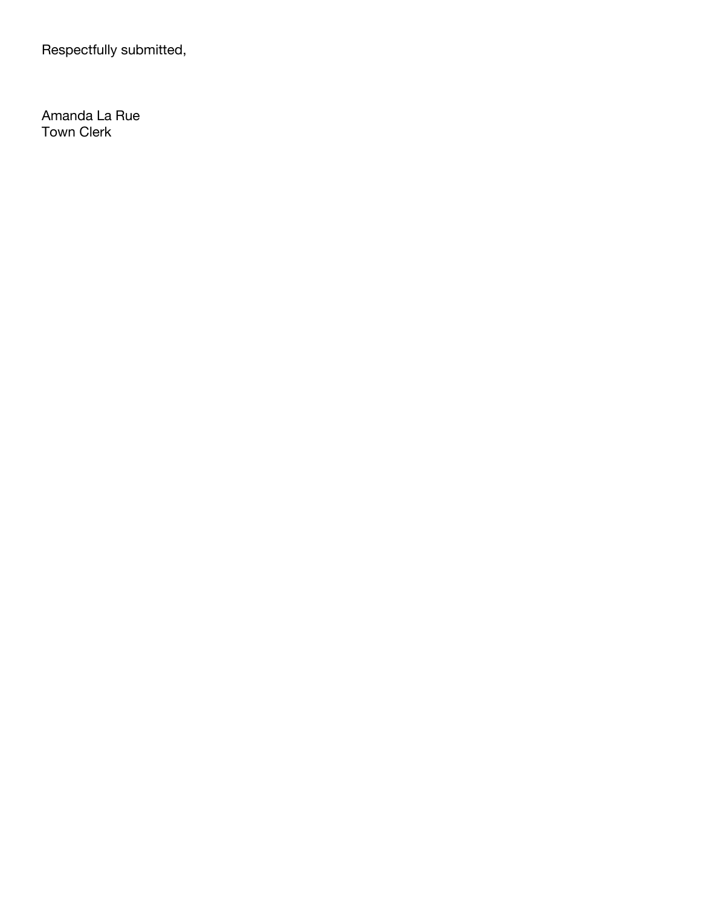Respectfully submitted,

Amanda La Rue
Town Clerk